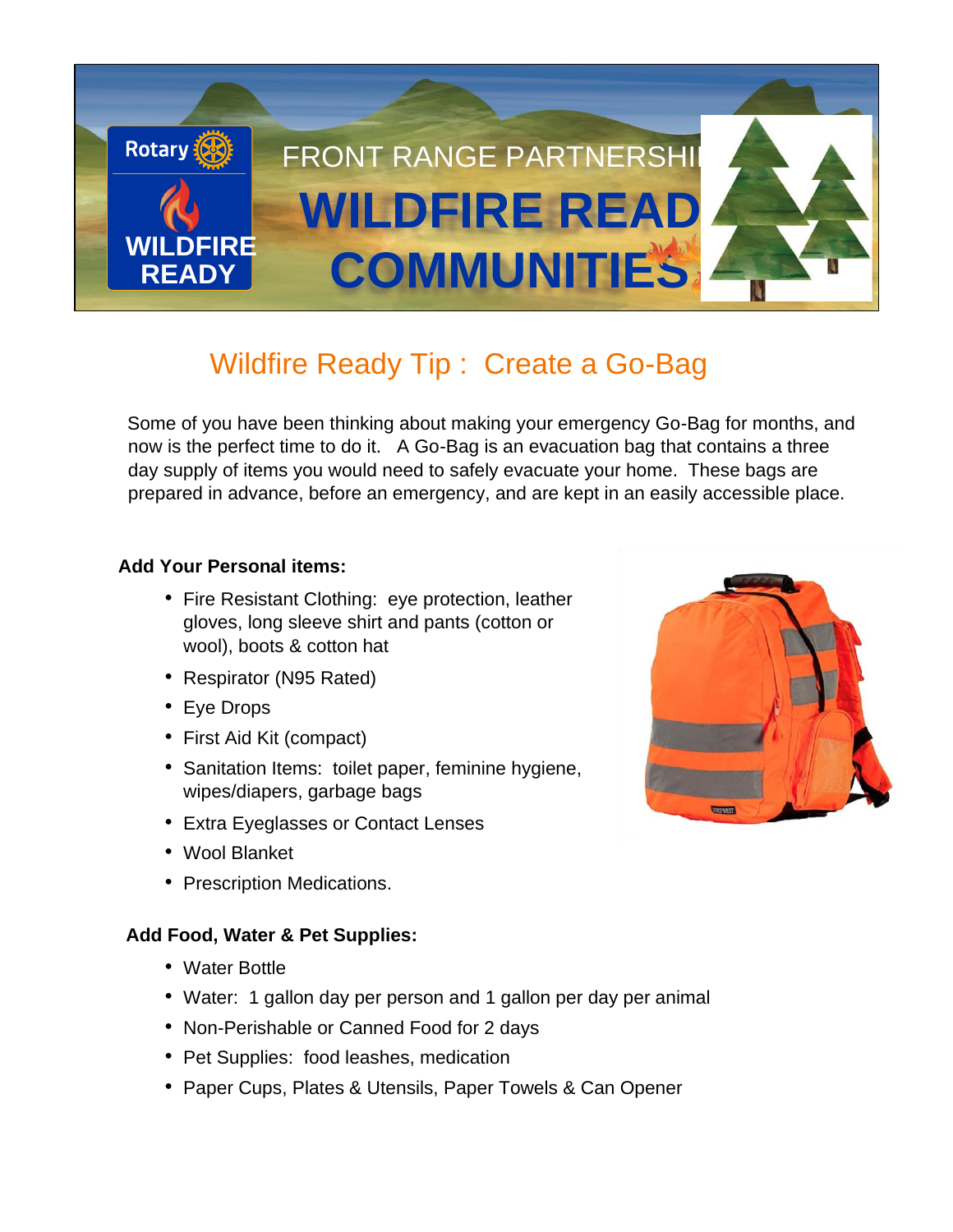FRONT RANGE PARTNERSHIP

# WILDFIRE READY COMMUNITIES

## Wildfire Ready Tip : Create a Go-Bag

Some of you have been thinking about making your emergency Go-Bag for months, and now is the perfect time to do it. A Go-Bag is an evacuation bag that contains a three day supply of items you would need to safely evacuate your home. These bags are prepared in advance, before an emergency, and are kept in an easily accessible place.

**Add Your Personal items:**

- Fire Resistant Clothing: eye protection, leather gloves, long sleeve shirt and pants (cotton or wool), boots & cotton hat
- Respirator (N95 Rated)
- Eye Drops
- First Aid Kit (compact)
- Sanitation Items: toilet paper, feminine hygiene, wipes/diapers, garbage bags
- Extra Eyeglasses or Contact Lenses
- Wool Blanket
- Prescription Medications.

**Add Food, Water & Pet Supplies:**

- Water Bottle
- Water: 1 gallon day per person and 1 gallon per day per animal
- Non-Perishable or Canned Food for 2 days
- Pet Supplies: food leashes, medication
- Paper Cups, Plates & Utensils, Paper Towels & Can Opener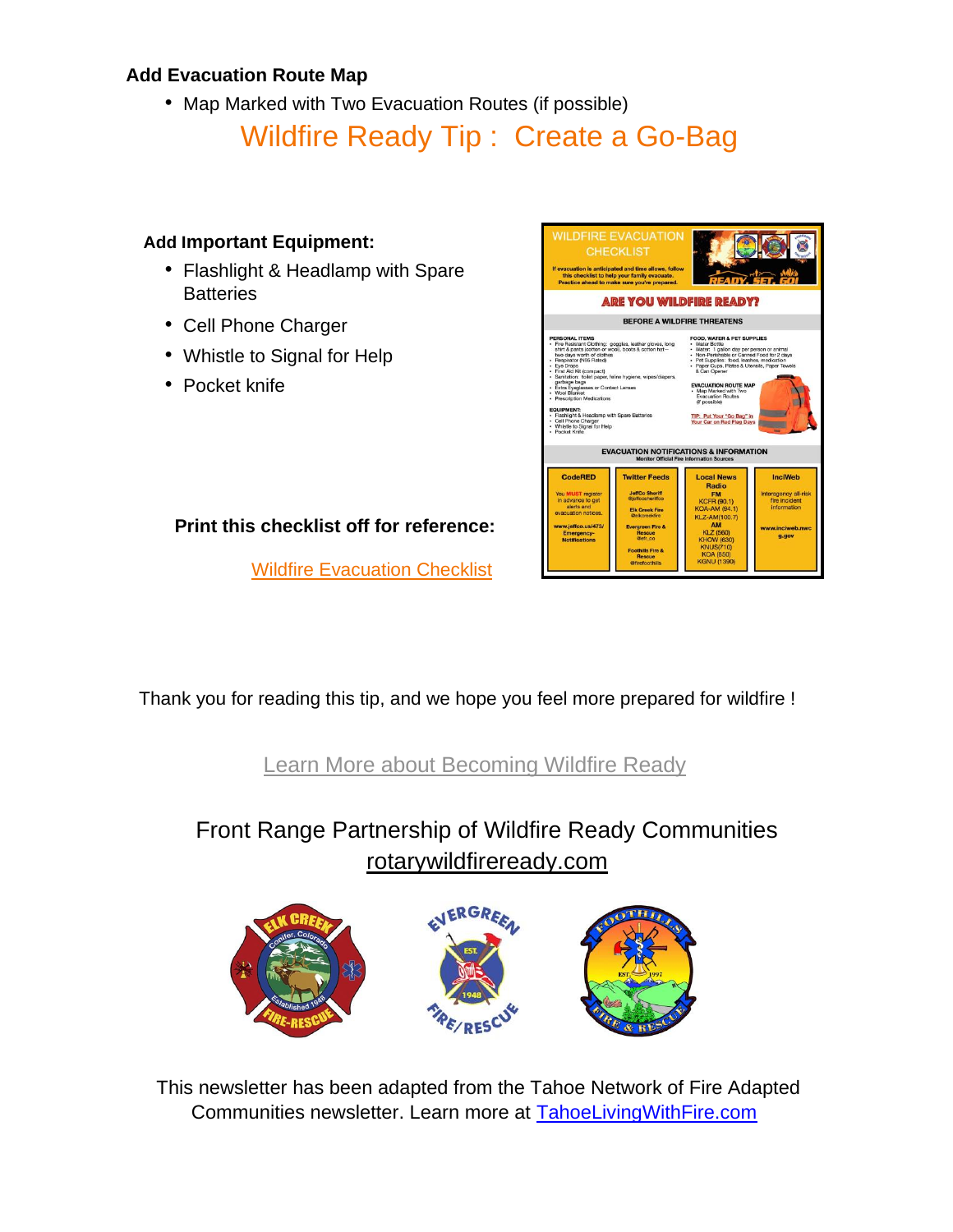**Add Evacuation Route Map**

- Map Marked with Two Evacuation Routes (if possible)

## Wildfire Ready Tip : Create a Go-Bag

**Add Important Equipment:**

- Flashlight & Headlamp with Spare Batteries
- Cell Phone Charger
- Whistle to Signal for Help
- Pocket knife

**Print this checklist off for reference:**

Wildfire Evacuation Checklist

Thank you for reading this tip, and we hope you feel more prepared for wildfire !

Learn More about Becoming Wildfire Ready

Front Range Partnership of Wildfire Ready Communities
rotarywildfireready.com

This newsletter has been adapted from the Tahoe Network of Fire Adapted Communities newsletter. Learn more at TahoeLivingWithFire.com